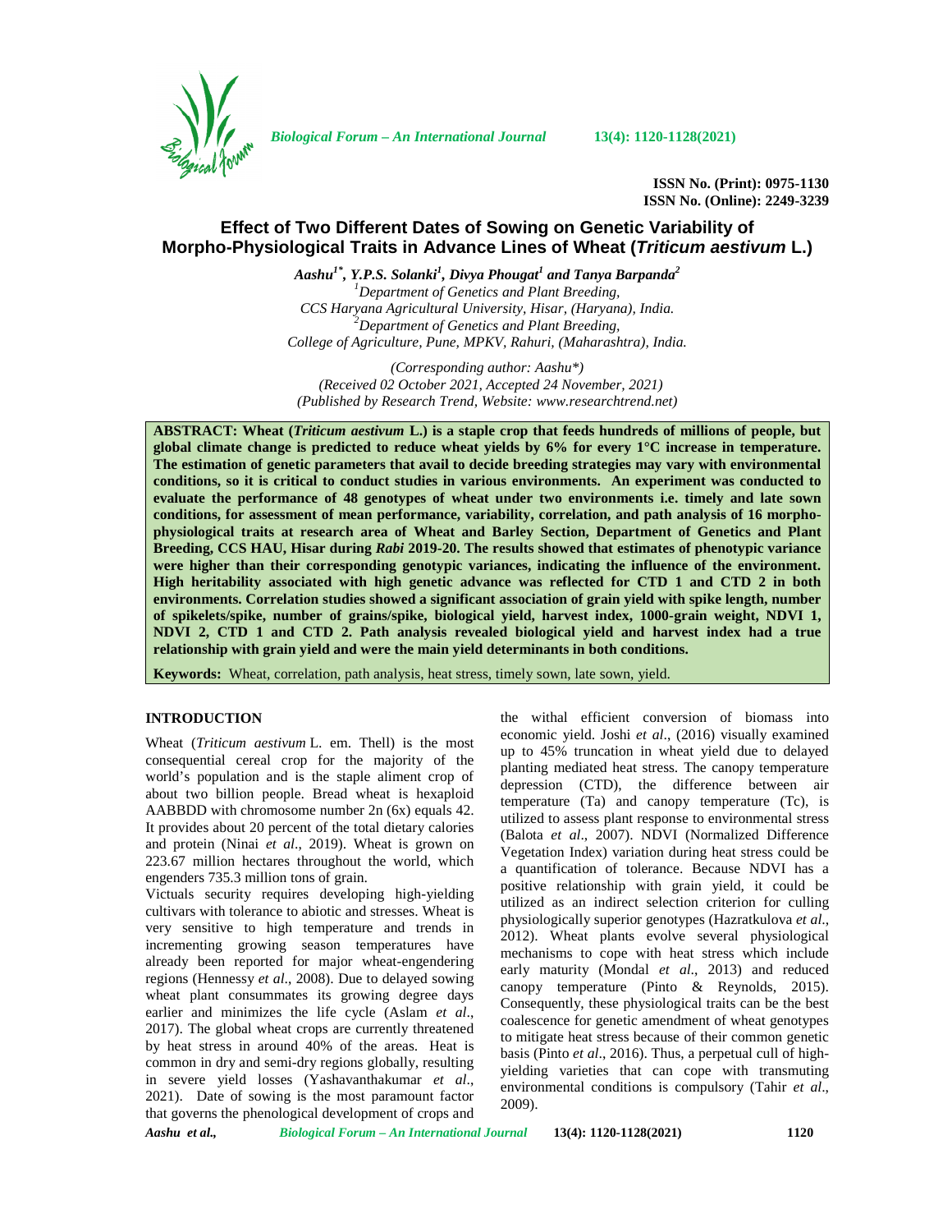ISSN No. (Print): 0975-1130
ISSN No. (Online): 2249-3239

# Effect of Two Different Dates of Sowing on Genetic Variability of Morpho-Physiological Traits in Advance Lines of Wheat (*Triticum aestivum* L.)

***Aashu[1*], Y.P.S. Solanki[1], Divya Phougat[1] and Tanya Barpanda[2]***

*[1]Department of Genetics and Plant Breeding, CCS Haryana Agricultural University, Hisar, (Haryana), India.*
*[2]Department of Genetics and Plant Breeding, College of Agriculture, Pune, MPKV, Rahuri, (Maharashtra), India.*

*(Corresponding author: Aashu\*)*
*(Received 02 October 2021, Accepted 24 November, 2021)*
*(Published by Research Trend, Website: www.researchtrend.net)*

**ABSTRACT: Wheat (*Triticum aestivum* L.) is a staple crop that feeds hundreds of millions of people, but global climate change is predicted to reduce wheat yields by 6% for every 1°C increase in temperature. The estimation of genetic parameters that avail to decide breeding strategies may vary with environmental conditions, so it is critical to conduct studies in various environments. An experiment was conducted to evaluate the performance of 48 genotypes of wheat under two environments i.e. timely and late sown conditions, for assessment of mean performance, variability, correlation, and path analysis of 16 morpho-physiological traits at research area of Wheat and Barley Section, Department of Genetics and Plant Breeding, CCS HAU, Hisar during *Rabi* 2019-20. The results showed that estimates of phenotypic variance were higher than their corresponding genotypic variances, indicating the influence of the environment. High heritability associated with high genetic advance was reflected for CTD 1 and CTD 2 in both environments. Correlation studies showed a significant association of grain yield with spike length, number of spikelets/spike, number of grains/spike, biological yield, harvest index, 1000-grain weight, NDVI 1, NDVI 2, CTD 1 and CTD 2. Path analysis revealed biological yield and harvest index had a true relationship with grain yield and were the main yield determinants in both conditions.**

**Keywords:** Wheat, correlation, path analysis, heat stress, timely sown, late sown, yield.

## INTRODUCTION

Wheat (*Triticum aestivum* L. em. Thell) is the most consequential cereal crop for the majority of the world's population and is the staple aliment crop of about two billion people. Bread wheat is hexaploid AABBDD with chromosome number 2n (6x) equals 42. It provides about 20 percent of the total dietary calories and protein (Ninai *et al*., 2019). Wheat is grown on 223.67 million hectares throughout the world, which engenders 735.3 million tons of grain.

Victuals security requires developing high-yielding cultivars with tolerance to abiotic and stresses. Wheat is very sensitive to high temperature and trends in incrementing growing season temperatures have already been reported for major wheat-engendering regions (Hennessy *et al*., 2008). Due to delayed sowing wheat plant consummates its growing degree days earlier and minimizes the life cycle (Aslam *et al*., 2017). The global wheat crops are currently threatened by heat stress in around 40% of the areas. Heat is common in dry and semi-dry regions globally, resulting in severe yield losses (Yashavanthakumar *et al*., 2021). Date of sowing is the most paramount factor that governs the phenological development of crops and the withal efficient conversion of biomass into economic yield. Joshi *et al*., (2016) visually examined up to 45% truncation in wheat yield due to delayed planting mediated heat stress. The canopy temperature depression (CTD), the difference between air temperature (Ta) and canopy temperature (Tc), is utilized to assess plant response to environmental stress (Balota *et al*., 2007). NDVI (Normalized Difference Vegetation Index) variation during heat stress could be a quantification of tolerance. Because NDVI has a positive relationship with grain yield, it could be utilized as an indirect selection criterion for culling physiologically superior genotypes (Hazratkulova *et al*., 2012). Wheat plants evolve several physiological mechanisms to cope with heat stress which include early maturity (Mondal *et al*., 2013) and reduced canopy temperature (Pinto & Reynolds, 2015). Consequently, these physiological traits can be the best coalescence for genetic amendment of wheat genotypes to mitigate heat stress because of their common genetic basis (Pinto *et al*., 2016). Thus, a perpetual cull of high-yielding varieties that can cope with transmuting environmental conditions is compulsory (Tahir *et al*., 2009).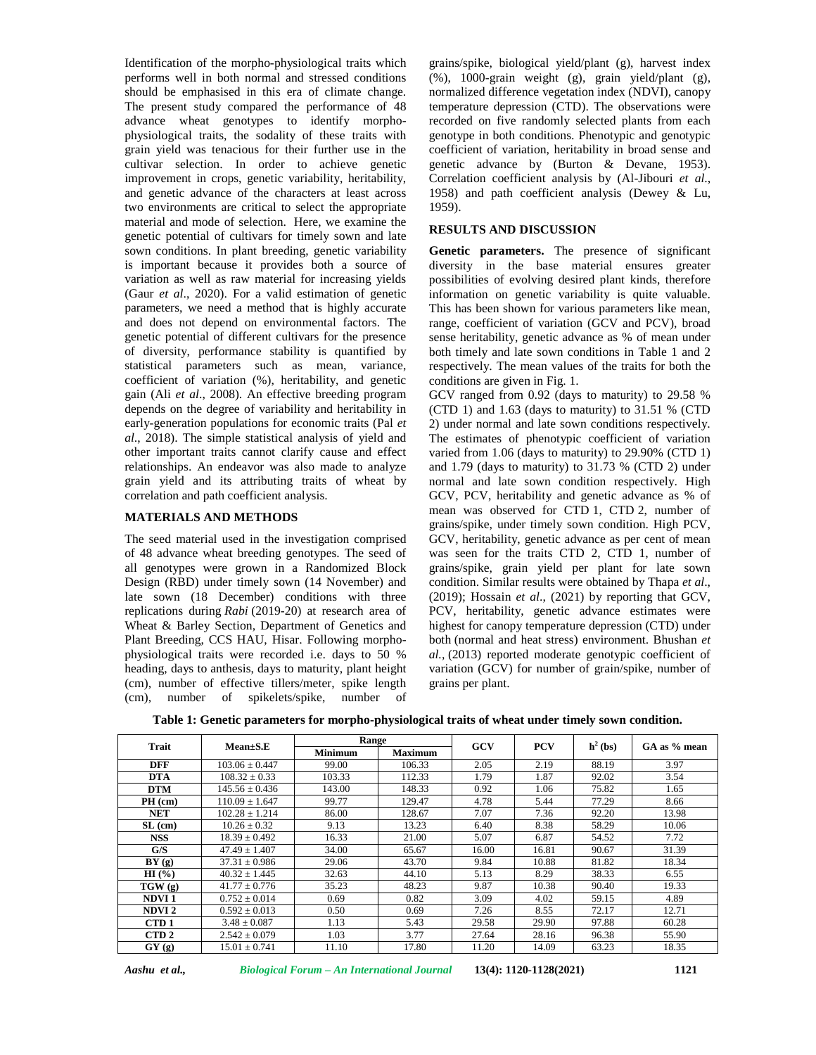Identification of the morpho-physiological traits which performs well in both normal and stressed conditions should be emphasised in this era of climate change. The present study compared the performance of 48 advance wheat genotypes to identify morpho-physiological traits, the sodality of these traits with grain yield was tenacious for their further use in the cultivar selection. In order to achieve genetic improvement in crops, genetic variability, heritability, and genetic advance of the characters at least across two environments are critical to select the appropriate material and mode of selection. Here, we examine the genetic potential of cultivars for timely sown and late sown conditions. In plant breeding, genetic variability is important because it provides both a source of variation as well as raw material for increasing yields (Gaur *et al*., 2020). For a valid estimation of genetic parameters, we need a method that is highly accurate and does not depend on environmental factors. The genetic potential of different cultivars for the presence of diversity, performance stability is quantified by statistical parameters such as mean, variance, coefficient of variation (%), heritability, and genetic gain (Ali *et al*., 2008). An effective breeding program depends on the degree of variability and heritability in early-generation populations for economic traits (Pal *et al*., 2018). The simple statistical analysis of yield and other important traits cannot clarify cause and effect relationships. An endeavor was also made to analyze grain yield and its attributing traits of wheat by correlation and path coefficient analysis.

## MATERIALS AND METHODS

The seed material used in the investigation comprised of 48 advance wheat breeding genotypes. The seed of all genotypes were grown in a Randomized Block Design (RBD) under timely sown (14 November) and late sown (18 December) conditions with three replications during *Rabi* (2019-20) at research area of Wheat & Barley Section, Department of Genetics and Plant Breeding, CCS HAU, Hisar. Following morpho-physiological traits were recorded i.e. days to 50 % heading, days to anthesis, days to maturity, plant height (cm), number of effective tillers/meter, spike length (cm), number of spikelets/spike, number of grains/spike, biological yield/plant (g), harvest index (%), 1000-grain weight (g), grain yield/plant (g), normalized difference vegetation index (NDVI), canopy temperature depression (CTD). The observations were recorded on five randomly selected plants from each genotype in both conditions. Phenotypic and genotypic coefficient of variation, heritability in broad sense and genetic advance by (Burton & Devane, 1953). Correlation coefficient analysis by (Al-Jibouri *et al*., 1958) and path coefficient analysis (Dewey & Lu, 1959).

## RESULTS AND DISCUSSION

**Genetic parameters.** The presence of significant diversity in the base material ensures greater possibilities of evolving desired plant kinds, therefore information on genetic variability is quite valuable. This has been shown for various parameters like mean, range, coefficient of variation (GCV and PCV), broad sense heritability, genetic advance as % of mean under both timely and late sown conditions in Table 1 and 2 respectively. The mean values of the traits for both the conditions are given in Fig. 1.

GCV ranged from 0.92 (days to maturity) to 29.58 % (CTD 1) and 1.63 (days to maturity) to 31.51 % (CTD 2) under normal and late sown conditions respectively. The estimates of phenotypic coefficient of variation varied from 1.06 (days to maturity) to 29.90% (CTD 1) and 1.79 (days to maturity) to 31.73 % (CTD 2) under normal and late sown condition respectively. High GCV, PCV, heritability and genetic advance as % of mean was observed for CTD 1, CTD 2, number of grains/spike, under timely sown condition. High PCV, GCV, heritability, genetic advance as per cent of mean was seen for the traits CTD 2, CTD 1, number of grains/spike, grain yield per plant for late sown condition. Similar results were obtained by Thapa *et al*., (2019); Hossain *et al*., (2021) by reporting that GCV, PCV, heritability, genetic advance estimates were highest for canopy temperature depression (CTD) under both (normal and heat stress) environment. Bhushan *et al.*, (2013) reported moderate genotypic coefficient of variation (GCV) for number of grain/spike, number of grains per plant.

**Table 1: Genetic parameters for morpho-physiological traits of wheat under timely sown condition.**

| Trait | Mean±S.E | Range | | GCV | PCV | $h^2$ (bs) | GA as % mean |
|---|---|---|---|---|---|---|---|
| | | Minimum | Maximum | | | | |
| DFF | 103.06 ± 0.447 | 99.00 | 106.33 | 2.05 | 2.19 | 88.19 | 3.97 |
| DTA | 108.32 ± 0.33 | 103.33 | 112.33 | 1.79 | 1.87 | 92.02 | 3.54 |
| DTM | 145.56 ± 0.436 | 143.00 | 148.33 | 0.92 | 1.06 | 75.82 | 1.65 |
| PH (cm) | 110.09 ± 1.647 | 99.77 | 129.47 | 4.78 | 5.44 | 77.29 | 8.66 |
| NET | 102.28 ± 1.214 | 86.00 | 128.67 | 7.07 | 7.36 | 92.20 | 13.98 |
| SL (cm) | 10.26 ± 0.32 | 9.13 | 13.23 | 6.40 | 8.38 | 58.29 | 10.06 |
| NSS | 18.39 ± 0.492 | 16.33 | 21.00 | 5.07 | 6.87 | 54.52 | 7.72 |
| G/S | 47.49 ± 1.407 | 34.00 | 65.67 | 16.00 | 16.81 | 90.67 | 31.39 |
| BY (g) | 37.31 ± 0.986 | 29.06 | 43.70 | 9.84 | 10.88 | 81.82 | 18.34 |
| HI (%) | 40.32 ± 1.445 | 32.63 | 44.10 | 5.13 | 8.29 | 38.33 | 6.55 |
| TGW (g) | 41.77 ± 0.776 | 35.23 | 48.23 | 9.87 | 10.38 | 90.40 | 19.33 |
| NDVI 1 | 0.752 ± 0.014 | 0.69 | 0.82 | 3.09 | 4.02 | 59.15 | 4.89 |
| NDVI 2 | 0.592 ± 0.013 | 0.50 | 0.69 | 7.26 | 8.55 | 72.17 | 12.71 |
| CTD 1 | 3.48 ± 0.087 | 1.13 | 5.43 | 29.58 | 29.90 | 97.88 | 60.28 |
| CTD 2 | 2.542 ± 0.079 | 1.03 | 3.77 | 27.64 | 28.16 | 96.38 | 55.90 |
| GY (g) | 15.01 ± 0.741 | 11.10 | 17.80 | 11.20 | 14.09 | 63.23 | 18.35 |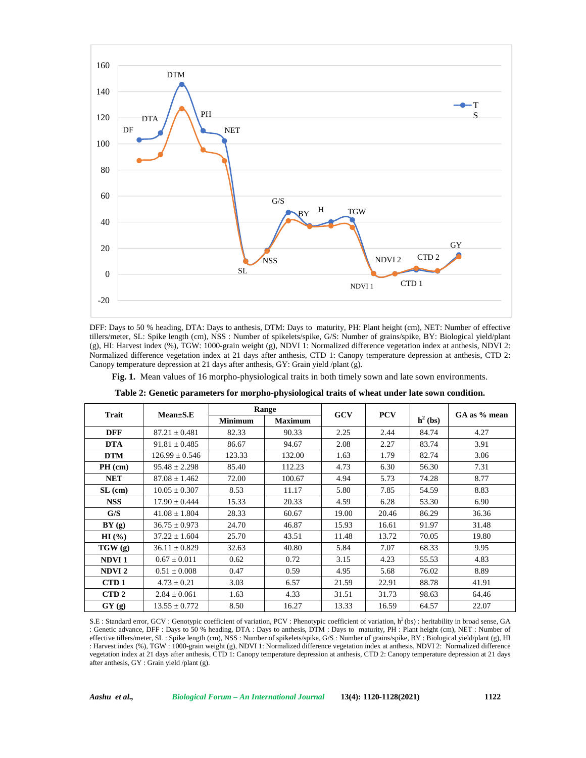160
140
120
100
80
60
40
20
0
-20

DF
DTA
DTM
PH
NET
SL
NSS
G/S
BY
H
TGW
NDVI 1
NDVI 2
CTD 1
CTD 2
GY

T
S

DFF: Days to 50 % heading, DTA: Days to anthesis, DTM: Days to maturity, PH: Plant height (cm), NET: Number of effective tillers/meter, SL: Spike length (cm), NSS : Number of spikelets/spike, G/S: Number of grains/spike, BY: Biological yield/plant (g), HI: Harvest index (%), TGW: 1000-grain weight (g), NDVI 1: Normalized difference vegetation index at anthesis, NDVI 2: Normalized difference vegetation index at 21 days after anthesis, CTD 1: Canopy temperature depression at anthesis, CTD 2: Canopy temperature depression at 21 days after anthesis, GY: Grain yield /plant (g).

**Fig. 1.** Mean values of 16 morpho-physiological traits in both timely sown and late sown environments.

**Table 2: Genetic parameters for morpho-physiological traits of wheat under late sown condition.**

| Trait | Mean±S.E | Range | | GCV | PCV | $h^2$ (bs) | GA as % mean |
|---|---|---|---|---|---|---|---|
| | | Minimum | Maximum | | | | |
| **DFF** | 87.21 ± 0.481 | 82.33 | 90.33 | 2.25 | 2.44 | 84.74 | 4.27 |
| **DTA** | 91.81 ± 0.485 | 86.67 | 94.67 | 2.08 | 2.27 | 83.74 | 3.91 |
| **DTM** | 126.99 ± 0.546 | 123.33 | 132.00 | 1.63 | 1.79 | 82.74 | 3.06 |
| **PH (cm)** | 95.48 ± 2.298 | 85.40 | 112.23 | 4.73 | 6.30 | 56.30 | 7.31 |
| **NET** | 87.08 ± 1.462 | 72.00 | 100.67 | 4.94 | 5.73 | 74.28 | 8.77 |
| **SL (cm)** | 10.05 ± 0.307 | 8.53 | 11.17 | 5.80 | 7.85 | 54.59 | 8.83 |
| **NSS** | 17.90 ± 0.444 | 15.33 | 20.33 | 4.59 | 6.28 | 53.30 | 6.90 |
| **G/S** | 41.08 ± 1.804 | 28.33 | 60.67 | 19.00 | 20.46 | 86.29 | 36.36 |
| **BY (g)** | 36.75 ± 0.973 | 24.70 | 46.87 | 15.93 | 16.61 | 91.97 | 31.48 |
| **HI (%)** | 37.22 ± 1.604 | 25.70 | 43.51 | 11.48 | 13.72 | 70.05 | 19.80 |
| **TGW (g)** | 36.11 ± 0.829 | 32.63 | 40.80 | 5.84 | 7.07 | 68.33 | 9.95 |
| **NDVI 1** | 0.67 ± 0.011 | 0.62 | 0.72 | 3.15 | 4.23 | 55.53 | 4.83 |
| **NDVI 2** | 0.51 ± 0.008 | 0.47 | 0.59 | 4.95 | 5.68 | 76.02 | 8.89 |
| **CTD 1** | 4.73 ± 0.21 | 3.03 | 6.57 | 21.59 | 22.91 | 88.78 | 41.91 |
| **CTD 2** | 2.84 ± 0.061 | 1.63 | 4.33 | 31.51 | 31.73 | 98.63 | 64.46 |
| **GY (g)** | 13.55 ± 0.772 | 8.50 | 16.27 | 13.33 | 16.59 | 64.57 | 22.07 |

S.E : Standard error, GCV : Genotypic coefficient of variation, PCV : Phenotypic coefficient of variation, $h^2$ (bs) : heritability in broad sense, GA : Genetic advance, DFF : Days to 50 % heading, DTA : Days to anthesis, DTM : Days to maturity, PH : Plant height (cm), NET : Number of effective tillers/meter, SL : Spike length (cm), NSS : Number of spikelets/spike, G/S : Number of grains/spike, BY : Biological yield/plant (g), HI : Harvest index (%), TGW : 1000-grain weight (g), NDVI 1: Normalized difference vegetation index at anthesis, NDVI 2: Normalized difference vegetation index at 21 days after anthesis, CTD 1: Canopy temperature depression at anthesis, CTD 2: Canopy temperature depression at 21 days after anthesis, GY : Grain yield /plant (g).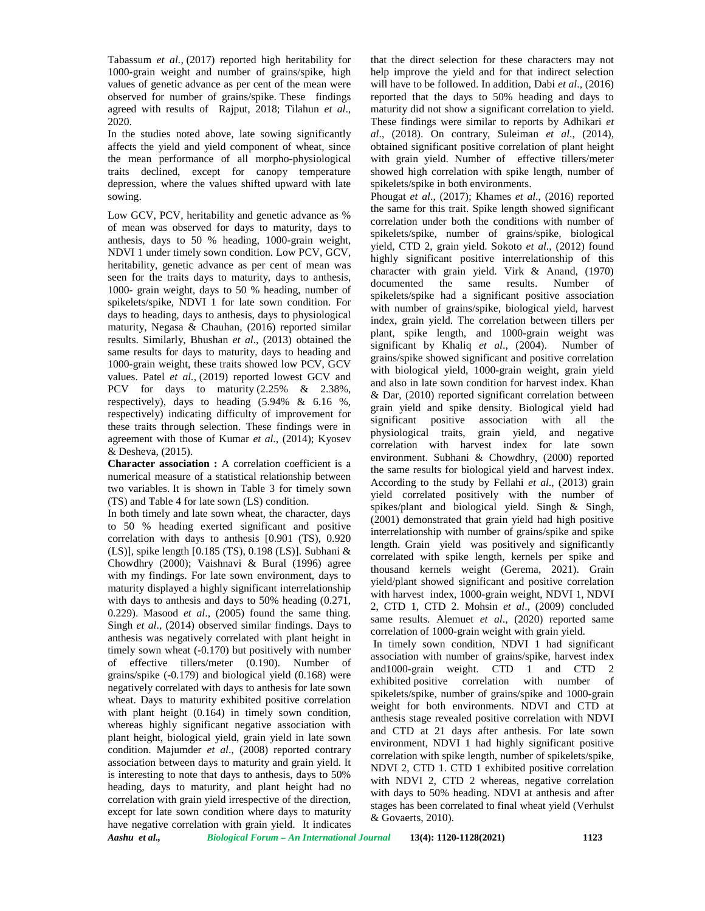Tabassum *et al.,* (2017) reported high heritability for 1000-grain weight and number of grains/spike, high values of genetic advance as per cent of the mean were observed for number of grains/spike. These findings agreed with results of Rajput, 2018; Tilahun *et al*., 2020.

In the studies noted above, late sowing significantly affects the yield and yield component of wheat, since the mean performance of all morpho-physiological traits declined, except for canopy temperature depression, where the values shifted upward with late sowing.

Low GCV, PCV, heritability and genetic advance as % of mean was observed for days to maturity, days to anthesis, days to 50 % heading, 1000-grain weight, NDVI 1 under timely sown condition. Low PCV, GCV, heritability, genetic advance as per cent of mean was seen for the traits days to maturity, days to anthesis, 1000- grain weight, days to 50 % heading, number of spikelets/spike, NDVI 1 for late sown condition. For days to heading, days to anthesis, days to physiological maturity, Negasa & Chauhan, (2016) reported similar results. Similarly, Bhushan *et al*., (2013) obtained the same results for days to maturity, days to heading and 1000-grain weight, these traits showed low PCV, GCV values. Patel *et al.,* (2019) reported lowest GCV and PCV for days to maturity (2.25% & 2.38%, respectively), days to heading (5.94% & 6.16 %, respectively) indicating difficulty of improvement for these traits through selection. These findings were in agreement with those of Kumar *et al*., (2014); Kyosev & Desheva, (2015).

**Character association :** A correlation coefficient is a numerical measure of a statistical relationship between two variables. It is shown in Table 3 for timely sown (TS) and Table 4 for late sown (LS) condition.

In both timely and late sown wheat, the character, days to 50 % heading exerted significant and positive correlation with days to anthesis [0.901 (TS), 0.920 (LS)], spike length [0.185 (TS), 0.198 (LS)]. Subhani & Chowdhry (2000); Vaishnavi & Bural (1996) agree with my findings. For late sown environment, days to maturity displayed a highly significant interrelationship with days to anthesis and days to 50% heading (0.271, 0.229). Masood *et al*., (2005) found the same thing. Singh *et al*., (2014) observed similar findings. Days to anthesis was negatively correlated with plant height in timely sown wheat (-0.170) but positively with number of effective tillers/meter (0.190). Number of grains/spike (-0.179) and biological yield (0.168) were negatively correlated with days to anthesis for late sown wheat. Days to maturity exhibited positive correlation with plant height (0.164) in timely sown condition, whereas highly significant negative association with plant height, biological yield, grain yield in late sown condition. Majumder *et al*., (2008) reported contrary association between days to maturity and grain yield. It is interesting to note that days to anthesis, days to 50% heading, days to maturity, and plant height had no correlation with grain yield irrespective of the direction, except for late sown condition where days to maturity have negative correlation with grain yield. It indicates that the direct selection for these characters may not help improve the yield and for that indirect selection will have to be followed. In addition, Dabi *et al*., (2016) reported that the days to 50% heading and days to maturity did not show a significant correlation to yield. These findings were similar to reports by Adhikari *et al*., (2018). On contrary, Suleiman *et al*., (2014), obtained significant positive correlation of plant height with grain yield. Number of effective tillers/meter showed high correlation with spike length, number of spikelets/spike in both environments.

Phougat *et al*., (2017); Khames *et al.*, (2016) reported the same for this trait. Spike length showed significant correlation under both the conditions with number of spikelets/spike, number of grains/spike, biological yield, CTD 2, grain yield. Sokoto *et al*., (2012) found highly significant positive interrelationship of this character with grain yield. Virk & Anand, (1970) documented the same results. Number of spikelets/spike had a significant positive association with number of grains/spike, biological yield, harvest index, grain yield. The correlation between tillers per plant, spike length, and 1000-grain weight was significant by Khaliq *et al*., (2004). Number of grains/spike showed significant and positive correlation with biological yield, 1000-grain weight, grain yield and also in late sown condition for harvest index. Khan & Dar, (2010) reported significant correlation between grain yield and spike density. Biological yield had significant positive association with all the physiological traits, grain yield, and negative correlation with harvest index for late sown environment. Subhani & Chowdhry, (2000) reported the same results for biological yield and harvest index. According to the study by Fellahi *et al*., (2013) grain yield correlated positively with the number of spikes/plant and biological yield. Singh & Singh, (2001) demonstrated that grain yield had high positive interrelationship with number of grains/spike and spike length. Grain yield was positively and significantly correlated with spike length, kernels per spike and thousand kernels weight (Gerema, 2021). Grain yield/plant showed significant and positive correlation with harvest index, 1000-grain weight, NDVI 1, NDVI 2, CTD 1, CTD 2. Mohsin *et al*., (2009) concluded same results. Alemuet *et al*., (2020) reported same correlation of 1000-grain weight with grain yield.

In timely sown condition, NDVI 1 had significant association with number of grains/spike, harvest index and1000-grain weight. CTD 1 and CTD 2 exhibited positive correlation with number of spikelets/spike, number of grains/spike and 1000-grain weight for both environments. NDVI and CTD at anthesis stage revealed positive correlation with NDVI and CTD at 21 days after anthesis. For late sown environment, NDVI 1 had highly significant positive correlation with spike length, number of spikelets/spike, NDVI 2, CTD 1. CTD 1 exhibited positive correlation with NDVI 2, CTD 2 whereas, negative correlation with days to 50% heading. NDVI at anthesis and after stages has been correlated to final wheat yield (Verhulst & Govaerts, 2010).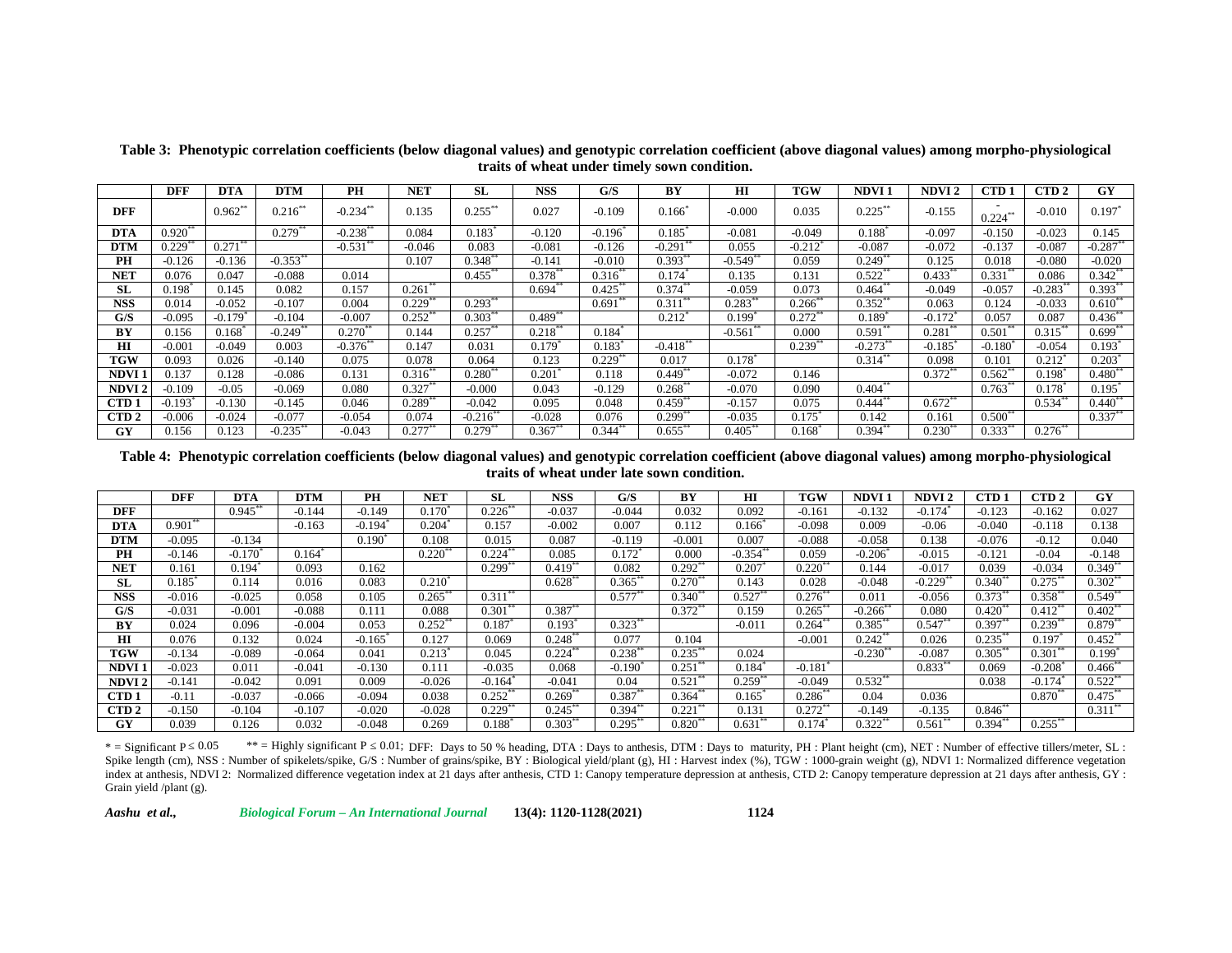**Table 3: Phenotypic correlation coefficients (below diagonal values) and genotypic correlation coefficient (above diagonal values) among morpho-physiological traits of wheat under timely sown condition.**

| | DFF | DTA | DTM | PH | NET | SL | NSS | G/S | BY | HI | TGW | NDVI 1 | NDVI 2 | CTD 1 | CTD 2 | GY |
|---|---|---|---|---|---|---|---|---|---|---|---|---|---|---|---|---|
| **DFF** | | 0.962** | 0.216** | -0.234** | 0.135 | 0.255** | 0.027 | -0.109 | 0.166* | -0.000 | 0.035 | 0.225** | -0.155 | -0.224** | -0.010 | 0.197* |
| **DTA** | 0.920** | | 0.279** | -0.238** | 0.084 | 0.183* | -0.120 | -0.196* | 0.185* | -0.081 | -0.049 | 0.188* | -0.097 | -0.150 | -0.023 | 0.145 |
| **DTM** | 0.229** | 0.271** | | -0.531** | -0.046 | 0.083 | -0.081 | -0.126 | -0.291** | 0.055 | -0.212* | -0.087 | -0.072 | -0.137 | -0.087 | -0.287** |
| **PH** | -0.126 | -0.136 | -0.353** | | 0.107 | 0.348** | -0.141 | -0.010 | 0.393** | -0.549** | 0.059 | 0.249** | 0.125 | 0.018 | -0.080 | -0.020 |
| **NET** | 0.076 | 0.047 | -0.088 | 0.014 | | 0.455** | 0.378** | 0.316** | 0.174* | 0.135 | 0.131 | 0.522** | 0.433** | 0.331** | 0.086 | 0.342** |
| **SL** | 0.198* | 0.145 | 0.082 | 0.157 | 0.261** | | 0.694** | 0.425** | 0.374** | -0.059 | 0.073 | 0.464** | -0.049 | -0.057 | -0.283** | 0.393** |
| **NSS** | 0.014 | -0.052 | -0.107 | 0.004 | 0.229** | 0.293** | | 0.691** | 0.311** | 0.283** | 0.266** | 0.352** | 0.063 | 0.124 | -0.033 | 0.610** |
| **G/S** | -0.095 | -0.179* | -0.104 | -0.007 | 0.252** | 0.303** | 0.489** | | 0.212* | 0.199* | 0.272** | 0.189* | -0.172* | 0.057 | 0.087 | 0.436** |
| **BY** | 0.156 | 0.168* | -0.249** | 0.270** | 0.144 | 0.257** | 0.218** | 0.184* | | -0.561** | 0.000 | 0.591** | 0.281** | 0.501** | 0.315** | 0.699** |
| **HI** | -0.001 | -0.049 | 0.003 | -0.376** | 0.147 | 0.031 | 0.179* | 0.183* | -0.418** | | 0.239** | -0.273** | -0.185* | -0.180* | -0.054 | 0.193* |
| **TGW** | 0.093 | 0.026 | -0.140 | 0.075 | 0.078 | 0.064 | 0.123 | 0.229** | 0.017 | 0.178* | | 0.314** | 0.098 | 0.101 | 0.212* | 0.203* |
| **NDVI 1** | 0.137 | 0.128 | -0.086 | 0.131 | 0.316** | 0.280** | 0.201* | 0.118 | 0.449** | -0.072 | 0.146 | | 0.372** | 0.562** | 0.198* | 0.480** |
| **NDVI 2** | -0.109 | -0.05 | -0.069 | 0.080 | 0.327** | -0.000 | 0.043 | -0.129 | 0.268** | -0.070 | 0.090 | 0.404** | | 0.763** | 0.178* | 0.195* |
| **CTD 1** | -0.193* | -0.130 | -0.145 | 0.046 | 0.289** | -0.042 | 0.095 | 0.048 | 0.459** | -0.157 | 0.075 | 0.444** | 0.672** | | 0.534** | 0.440** |
| **CTD 2** | -0.006 | -0.024 | -0.077 | -0.054 | 0.074 | -0.216** | -0.028 | 0.076 | 0.299** | -0.035 | 0.175* | 0.142 | 0.161 | 0.500** | | 0.337** |
| **GY** | 0.156 | 0.123 | -0.235** | -0.043 | 0.277** | 0.279** | 0.367** | 0.344** | 0.655** | 0.405** | 0.168* | 0.394** | 0.230** | 0.333** | 0.276** | |

**Table 4: Phenotypic correlation coefficients (below diagonal values) and genotypic correlation coefficient (above diagonal values) among morpho-physiological traits of wheat under late sown condition.**

| | DFF | DTA | DTM | PH | NET | SL | NSS | G/S | BY | HI | TGW | NDVI 1 | NDVI 2 | CTD 1 | CTD 2 | GY |
|---|---|---|---|---|---|---|---|---|---|---|---|---|---|---|---|---|
| **DFF** | | 0.945** | -0.144 | -0.149 | 0.170* | 0.226** | -0.037 | -0.044 | 0.032 | 0.092 | -0.161 | -0.132 | -0.174* | -0.123 | -0.162 | 0.027 |
| **DTA** | 0.901** | | -0.163 | -0.194* | 0.204* | 0.157 | -0.002 | 0.007 | 0.112 | 0.166* | -0.098 | 0.009 | -0.06 | -0.040 | -0.118 | 0.138 |
| **DTM** | -0.095 | -0.134 | | 0.190* | 0.108 | 0.015 | 0.087 | -0.119 | -0.001 | 0.007 | -0.088 | -0.058 | 0.138 | -0.076 | -0.12 | 0.040 |
| **PH** | -0.146 | -0.170* | 0.164* | | 0.220** | 0.224** | 0.085 | 0.172* | 0.000 | -0.354** | 0.059 | -0.206* | -0.015 | -0.121 | -0.04 | -0.148 |
| **NET** | 0.161 | 0.194* | 0.093 | 0.162 | | 0.299** | 0.419** | 0.082 | 0.292** | 0.207* | 0.220** | 0.144 | -0.017 | 0.039 | -0.034 | 0.349** |
| **SL** | 0.185* | 0.114 | 0.016 | 0.083 | 0.210* | | 0.628** | 0.365** | 0.270** | 0.143 | 0.028 | -0.048 | -0.229** | 0.340** | 0.275** | 0.302** |
| **NSS** | -0.016 | -0.025 | 0.058 | 0.105 | 0.265** | 0.311** | | 0.577** | 0.340** | 0.527** | 0.276** | 0.011 | -0.056 | 0.373** | 0.358** | 0.549** |
| **G/S** | -0.031 | -0.001 | -0.088 | 0.111 | 0.088 | 0.301** | 0.387** | | 0.372** | 0.159 | 0.265** | -0.266** | 0.080 | 0.420** | 0.412** | 0.402** |
| **BY** | 0.024 | 0.096 | -0.004 | 0.053 | 0.252** | 0.187* | 0.193* | 0.323** | | -0.011 | 0.264** | 0.385** | 0.547** | 0.397** | 0.239** | 0.879** |
| **HI** | 0.076 | 0.132 | 0.024 | -0.165* | 0.127 | 0.069 | 0.248** | 0.077 | 0.104 | | -0.001 | 0.242** | 0.026 | 0.235** | 0.197* | 0.452** |
| **TGW** | -0.134 | -0.089 | -0.064 | 0.041 | 0.213* | 0.045 | 0.224** | 0.238** | 0.235** | 0.024 | | -0.230** | -0.087 | 0.305** | 0.301** | 0.199* |
| **NDVI 1** | -0.023 | 0.011 | -0.041 | -0.130 | 0.111 | -0.035 | 0.068 | -0.190* | 0.251** | 0.184* | -0.181* | | 0.833** | 0.069 | -0.208* | 0.466** |
| **NDVI 2** | -0.141 | -0.042 | 0.091 | 0.009 | -0.026 | -0.164* | -0.041 | 0.04 | 0.521** | 0.259** | -0.049 | 0.532** | | 0.038 | -0.174* | 0.522** |
| **CTD 1** | -0.11 | -0.037 | -0.066 | -0.094 | 0.038 | 0.252** | 0.269** | 0.387** | 0.364** | 0.165* | 0.286** | 0.04 | 0.036 | | 0.870** | 0.475** |
| **CTD 2** | -0.150 | -0.104 | -0.107 | -0.020 | -0.028 | 0.229** | 0.245** | 0.394** | 0.221** | 0.131 | 0.272** | -0.149 | -0.135 | 0.846** | | 0.311** |
| **GY** | 0.039 | 0.126 | 0.032 | -0.048 | 0.269 | 0.188* | 0.303** | 0.295** | 0.820** | 0.631** | 0.174* | 0.322** | 0.561** | 0.394** | 0.255** | |

* = Significant $P \leq 0.05$ ** = Highly significant $P \leq 0.01$; DFF: Days to 50 % heading, DTA : Days to anthesis, DTM : Days to maturity, PH : Plant height (cm), NET : Number of effective tillers/meter, SL : Spike length (cm), NSS : Number of spikelets/spike, G/S : Number of grains/spike, BY : Biological yield/plant (g), HI : Harvest index (%), TGW : 1000-grain weight (g), NDVI 1: Normalized difference vegetation index at anthesis, NDVI 2: Normalized difference vegetation index at 21 days after anthesis, CTD 1: Canopy temperature depression at anthesis, CTD 2: Canopy temperature depression at 21 days after anthesis, GY : Grain yield /plant (g).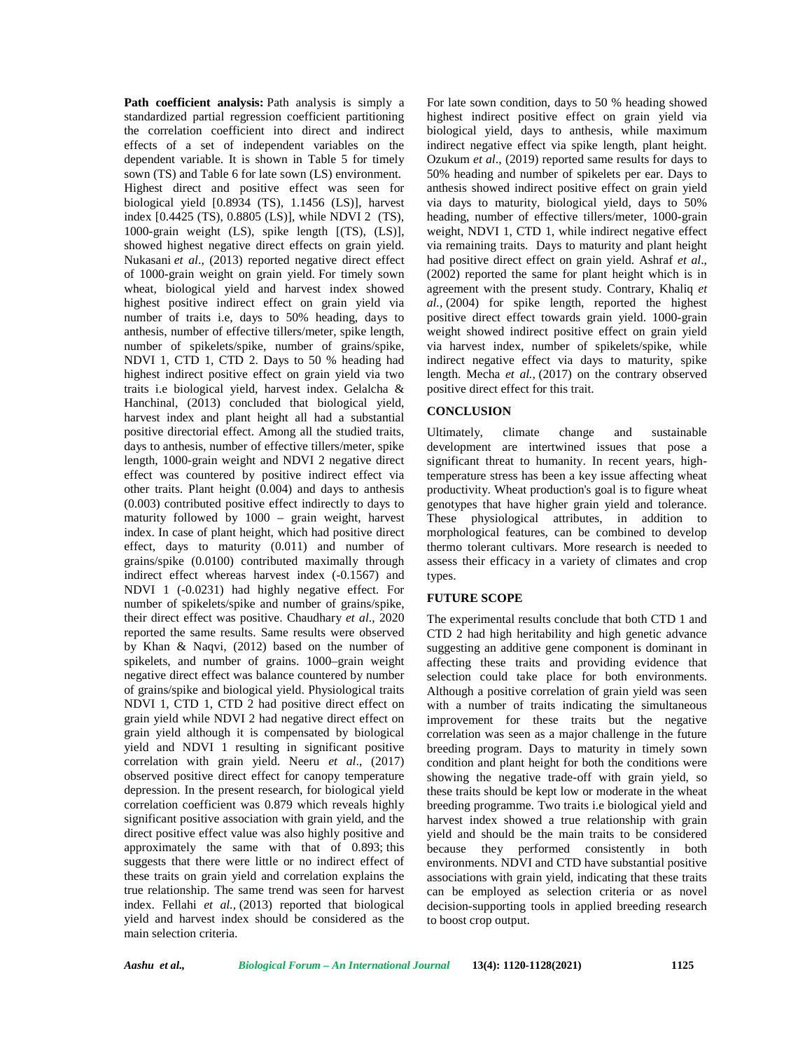**Path coefficient analysis:** Path analysis is simply a standardized partial regression coefficient partitioning the correlation coefficient into direct and indirect effects of a set of independent variables on the dependent variable. It is shown in Table 5 for timely sown (TS) and Table 6 for late sown (LS) environment. Highest direct and positive effect was seen for biological yield [0.8934 (TS), 1.1456 (LS)], harvest index [0.4425 (TS), 0.8805 (LS)], while NDVI 2 (TS), 1000-grain weight (LS), spike length [(TS), (LS)], showed highest negative direct effects on grain yield. Nukasani *et al*., (2013) reported negative direct effect of 1000-grain weight on grain yield. For timely sown wheat, biological yield and harvest index showed highest positive indirect effect on grain yield via number of traits i.e, days to 50% heading, days to anthesis, number of effective tillers/meter, spike length, number of spikelets/spike, number of grains/spike, NDVI 1, CTD 1, CTD 2. Days to 50 % heading had highest indirect positive effect on grain yield via two traits i.e biological yield, harvest index. Gelalcha & Hanchinal, (2013) concluded that biological yield, harvest index and plant height all had a substantial positive directorial effect. Among all the studied traits, days to anthesis, number of effective tillers/meter, spike length, 1000-grain weight and NDVI 2 negative direct effect was countered by positive indirect effect via other traits. Plant height (0.004) and days to anthesis (0.003) contributed positive effect indirectly to days to maturity followed by 1000 – grain weight, harvest index. In case of plant height, which had positive direct effect, days to maturity (0.011) and number of grains/spike (0.0100) contributed maximally through indirect effect whereas harvest index (-0.1567) and NDVI 1 (-0.0231) had highly negative effect. For number of spikelets/spike and number of grains/spike, their direct effect was positive. Chaudhary *et al*., 2020 reported the same results. Same results were observed by Khan & Naqvi, (2012) based on the number of spikelets, and number of grains. 1000–grain weight negative direct effect was balance countered by number of grains/spike and biological yield. Physiological traits NDVI 1, CTD 1, CTD 2 had positive direct effect on grain yield while NDVI 2 had negative direct effect on grain yield although it is compensated by biological yield and NDVI 1 resulting in significant positive correlation with grain yield. Neeru *et al*., (2017) observed positive direct effect for canopy temperature depression. In the present research, for biological yield correlation coefficient was 0.879 which reveals highly significant positive association with grain yield, and the direct positive effect value was also highly positive and approximately the same with that of 0.893; this suggests that there were little or no indirect effect of these traits on grain yield and correlation explains the true relationship. The same trend was seen for harvest index. Fellahi *et al.,* (2013) reported that biological yield and harvest index should be considered as the main selection criteria.

For late sown condition, days to 50 % heading showed highest indirect positive effect on grain yield via biological yield, days to anthesis, while maximum indirect negative effect via spike length, plant height. Ozukum *et al*., (2019) reported same results for days to 50% heading and number of spikelets per ear. Days to anthesis showed indirect positive effect on grain yield via days to maturity, biological yield, days to 50% heading, number of effective tillers/meter, 1000-grain weight, NDVI 1, CTD 1, while indirect negative effect via remaining traits. Days to maturity and plant height had positive direct effect on grain yield. Ashraf *et al*., (2002) reported the same for plant height which is in agreement with the present study. Contrary, Khaliq *et al.,* (2004) for spike length, reported the highest positive direct effect towards grain yield. 1000-grain weight showed indirect positive effect on grain yield via harvest index, number of spikelets/spike, while indirect negative effect via days to maturity, spike length. Mecha *et al.,* (2017) on the contrary observed positive direct effect for this trait.

## CONCLUSION

Ultimately, climate change and sustainable development are intertwined issues that pose a significant threat to humanity. In recent years, high-temperature stress has been a key issue affecting wheat productivity. Wheat production's goal is to figure wheat genotypes that have higher grain yield and tolerance. These physiological attributes, in addition to morphological features, can be combined to develop thermo tolerant cultivars. More research is needed to assess their efficacy in a variety of climates and crop types.

## FUTURE SCOPE

The experimental results conclude that both CTD 1 and CTD 2 had high heritability and high genetic advance suggesting an additive gene component is dominant in affecting these traits and providing evidence that selection could take place for both environments. Although a positive correlation of grain yield was seen with a number of traits indicating the simultaneous improvement for these traits but the negative correlation was seen as a major challenge in the future breeding program. Days to maturity in timely sown condition and plant height for both the conditions were showing the negative trade-off with grain yield, so these traits should be kept low or moderate in the wheat breeding programme. Two traits i.e biological yield and harvest index showed a true relationship with grain yield and should be the main traits to be considered because they performed consistently in both environments. NDVI and CTD have substantial positive associations with grain yield, indicating that these traits can be employed as selection criteria or as novel decision-supporting tools in applied breeding research to boost crop output.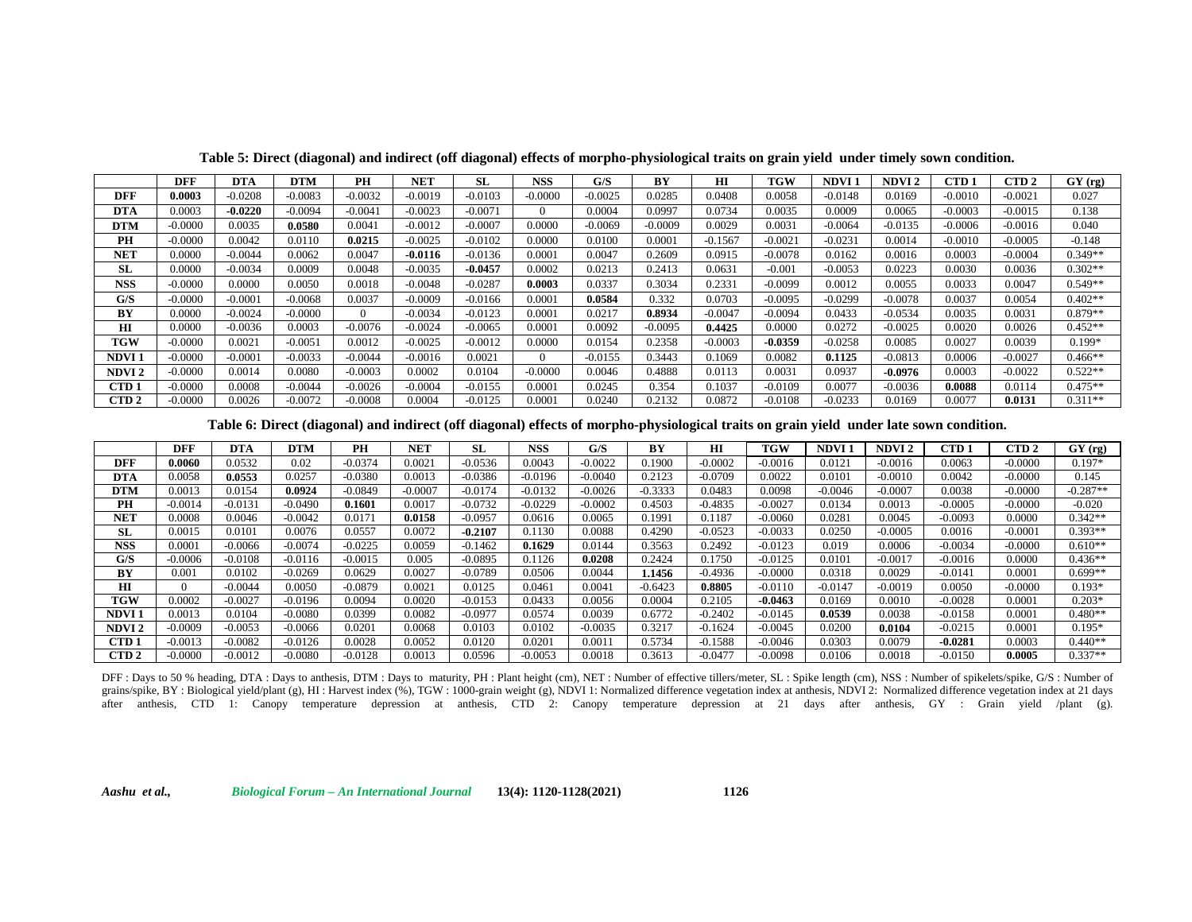**Table 5: Direct (diagonal) and indirect (off diagonal) effects of morpho-physiological traits on grain yield under timely sown condition.**

| | DFF | DTA | DTM | PH | NET | SL | NSS | G/S | BY | HI | TGW | NDVI 1 | NDVI 2 | CTD 1 | CTD 2 | GY (rg) |
|---|---|---|---|---|---|---|---|---|---|---|---|---|---|---|---|---|
| **DFF** | **0.0003** | -0.0208 | -0.0083 | -0.0032 | -0.0019 | -0.0103 | -0.0000 | -0.0025 | 0.0285 | 0.0408 | 0.0058 | -0.0148 | 0.0169 | -0.0010 | -0.0021 | 0.027 |
| **DTA** | 0.0003 | **-0.0220** | -0.0094 | -0.0041 | -0.0023 | -0.0071 | 0 | 0.0004 | 0.0997 | 0.0734 | 0.0035 | 0.0009 | 0.0065 | -0.0003 | -0.0015 | 0.138 |
| **DTM** | -0.0000 | 0.0035 | **0.0580** | 0.0041 | -0.0012 | -0.0007 | 0.0000 | -0.0069 | -0.0009 | 0.0029 | 0.0031 | -0.0064 | -0.0135 | -0.0006 | -0.0016 | 0.040 |
| **PH** | -0.0000 | 0.0042 | 0.0110 | **0.0215** | -0.0025 | -0.0102 | 0.0000 | 0.0100 | 0.0001 | -0.1567 | -0.0021 | -0.0231 | 0.0014 | -0.0010 | -0.0005 | -0.148 |
| **NET** | 0.0000 | -0.0044 | 0.0062 | 0.0047 | **-0.0116** | -0.0136 | 0.0001 | 0.0047 | 0.2609 | 0.0915 | -0.0078 | 0.0162 | 0.0016 | 0.0003 | -0.0004 | 0.349** |
| **SL** | 0.0000 | -0.0034 | 0.0009 | 0.0048 | -0.0035 | **-0.0457** | 0.0002 | 0.0213 | 0.2413 | 0.0631 | -0.001 | -0.0053 | 0.0223 | 0.0030 | 0.0036 | 0.302** |
| **NSS** | -0.0000 | 0.0000 | 0.0050 | 0.0018 | -0.0048 | -0.0287 | **0.0003** | 0.0337 | 0.3034 | 0.2331 | -0.0099 | 0.0012 | 0.0055 | 0.0033 | 0.0047 | 0.549** |
| **G/S** | -0.0000 | -0.0001 | -0.0068 | 0.0037 | -0.0009 | -0.0166 | 0.0001 | **0.0584** | 0.332 | 0.0703 | -0.0047 | -0.0299 | -0.0078 | 0.0037 | 0.0054 | 0.402** |
| **BY** | 0.0000 | -0.0024 | -0.0000 | 0 | -0.0034 | -0.0123 | 0.0001 | 0.0217 | **0.8934** | -0.0047 | -0.0094 | 0.0433 | -0.0534 | 0.0035 | 0.0031 | 0.879** |
| **HI** | 0.0000 | -0.0036 | 0.0003 | -0.0076 | -0.0024 | -0.0065 | 0.0001 | 0.0092 | -0.0095 | **0.4425** | 0.0000 | 0.0272 | -0.0025 | 0.0020 | 0.0026 | 0.452** |
| **TGW** | -0.0000 | 0.0021 | -0.0051 | 0.0012 | -0.0025 | -0.0012 | 0.0000 | 0.0154 | 0.2358 | -0.0003 | **-0.0359** | -0.0258 | 0.0085 | 0.0027 | 0.0039 | 0.199* |
| **NDVI 1** | -0.0000 | -0.0001 | -0.0033 | -0.0044 | -0.0016 | 0.0021 | 0 | -0.0155 | 0.3443 | 0.1069 | 0.0082 | **0.1125** | -0.0813 | 0.0006 | -0.0027 | 0.466** |
| **NDVI 2** | -0.0000 | 0.0014 | 0.0080 | -0.0003 | 0.0002 | 0.0104 | -0.0000 | 0.0046 | 0.4888 | 0.0113 | 0.0031 | 0.0937 | **-0.0976** | 0.0003 | -0.0022 | 0.522** |
| **CTD 1** | -0.0000 | 0.0008 | -0.0044 | -0.0026 | -0.0004 | -0.0155 | 0.0001 | 0.0245 | 0.354 | 0.1037 | -0.0109 | 0.0077 | -0.0036 | **0.0088** | 0.0114 | 0.475** |
| **CTD 2** | -0.0000 | 0.0026 | -0.0072 | -0.0008 | 0.0004 | -0.0125 | 0.0001 | 0.0240 | 0.2132 | 0.0872 | -0.0108 | -0.0233 | 0.0169 | 0.0077 | **0.0131** | 0.311** |

**Table 6: Direct (diagonal) and indirect (off diagonal) effects of morpho-physiological traits on grain yield under late sown condition.**

| | DFF | DTA | DTM | PH | NET | SL | NSS | G/S | BY | HI | TGW | NDVI 1 | NDVI 2 | CTD 1 | CTD 2 | GY (rg) |
|---|---|---|---|---|---|---|---|---|---|---|---|---|---|---|---|---|
| **DFF** | **0.0060** | 0.0532 | 0.02 | -0.0374 | 0.0021 | -0.0536 | 0.0043 | -0.0022 | 0.1900 | -0.0002 | -0.0016 | 0.0121 | -0.0016 | 0.0063 | -0.0000 | 0.197* |
| **DTA** | 0.0058 | **0.0553** | 0.0257 | -0.0380 | 0.0013 | -0.0386 | -0.0196 | -0.0040 | 0.2123 | -0.0709 | 0.0022 | 0.0101 | -0.0010 | 0.0042 | -0.0000 | 0.145 |
| **DTM** | 0.0013 | 0.0154 | **0.0924** | -0.0849 | -0.0007 | -0.0174 | -0.0132 | -0.0026 | -0.3333 | 0.0483 | 0.0098 | -0.0046 | -0.0007 | 0.0038 | -0.0000 | -0.287** |
| **PH** | -0.0014 | -0.0131 | -0.0490 | **0.1601** | 0.0017 | -0.0732 | -0.0229 | -0.0002 | 0.4503 | -0.4835 | -0.0027 | 0.0134 | 0.0013 | -0.0005 | -0.0000 | -0.020 |
| **NET** | 0.0008 | 0.0046 | -0.0042 | 0.0171 | **0.0158** | -0.0957 | 0.0616 | 0.0065 | 0.1991 | 0.1187 | -0.0060 | 0.0281 | 0.0045 | -0.0093 | 0.0000 | 0.342** |
| **SL** | 0.0015 | 0.0101 | 0.0076 | 0.0557 | 0.0072 | **-0.2107** | 0.1130 | 0.0088 | 0.4290 | -0.0523 | -0.0033 | 0.0250 | -0.0005 | 0.0016 | -0.0001 | 0.393** |
| **NSS** | 0.0001 | -0.0066 | -0.0074 | -0.0225 | 0.0059 | -0.1462 | **0.1629** | 0.0144 | 0.3563 | 0.2492 | -0.0123 | 0.019 | 0.0006 | -0.0034 | -0.0000 | 0.610** |
| **G/S** | -0.0006 | -0.0108 | -0.0116 | -0.0015 | 0.005 | -0.0895 | 0.1126 | **0.0208** | 0.2424 | 0.1750 | -0.0125 | 0.0101 | -0.0017 | -0.0016 | 0.0000 | 0.436** |
| **BY** | 0.001 | 0.0102 | -0.0269 | 0.0629 | 0.0027 | -0.0789 | 0.0506 | 0.0044 | **1.1456** | -0.4936 | -0.0000 | 0.0318 | 0.0029 | -0.0141 | 0.0001 | 0.699** |
| **HI** | 0 | -0.0044 | 0.0050 | -0.0879 | 0.0021 | 0.0125 | 0.0461 | 0.0041 | -0.6423 | **0.8805** | -0.0110 | -0.0147 | -0.0019 | 0.0050 | -0.0000 | 0.193* |
| **TGW** | 0.0002 | -0.0027 | -0.0196 | 0.0094 | 0.0020 | -0.0153 | 0.0433 | 0.0056 | 0.0004 | 0.2105 | **-0.0463** | 0.0169 | 0.0010 | -0.0028 | 0.0001 | 0.203* |
| **NDVI 1** | 0.0013 | 0.0104 | -0.0080 | 0.0399 | 0.0082 | -0.0977 | 0.0574 | 0.0039 | 0.6772 | -0.2402 | -0.0145 | **0.0539** | 0.0038 | -0.0158 | 0.0001 | 0.480** |
| **NDVI 2** | -0.0009 | -0.0053 | -0.0066 | 0.0201 | 0.0068 | 0.0103 | 0.0102 | -0.0035 | 0.3217 | -0.1624 | -0.0045 | 0.0200 | **0.0104** | -0.0215 | 0.0001 | 0.195* |
| **CTD 1** | -0.0013 | -0.0082 | -0.0126 | 0.0028 | 0.0052 | 0.0120 | 0.0201 | 0.0011 | 0.5734 | -0.1588 | -0.0046 | 0.0303 | 0.0079 | **-0.0281** | 0.0003 | 0.440** |
| **CTD 2** | -0.0000 | -0.0012 | -0.0080 | -0.0128 | 0.0013 | 0.0596 | -0.0053 | 0.0018 | 0.3613 | -0.0477 | -0.0098 | 0.0106 | 0.0018 | -0.0150 | **0.0005** | 0.337** |

DFF : Days to 50 % heading, DTA : Days to anthesis, DTM : Days to maturity, PH : Plant height (cm), NET : Number of effective tillers/meter, SL : Spike length (cm), NSS : Number of spikelets/spike, G/S : Number of grains/spike, BY : Biological yield/plant (g), HI : Harvest index (%), TGW : 1000-grain weight (g), NDVI 1: Normalized difference vegetation index at anthesis, NDVI 2: Normalized difference vegetation index at 21 days after anthesis, CTD 1: Canopy temperature depression at anthesis, CTD 2: Canopy temperature depression at 21 days after anthesis, GY : Grain yield /plant (g).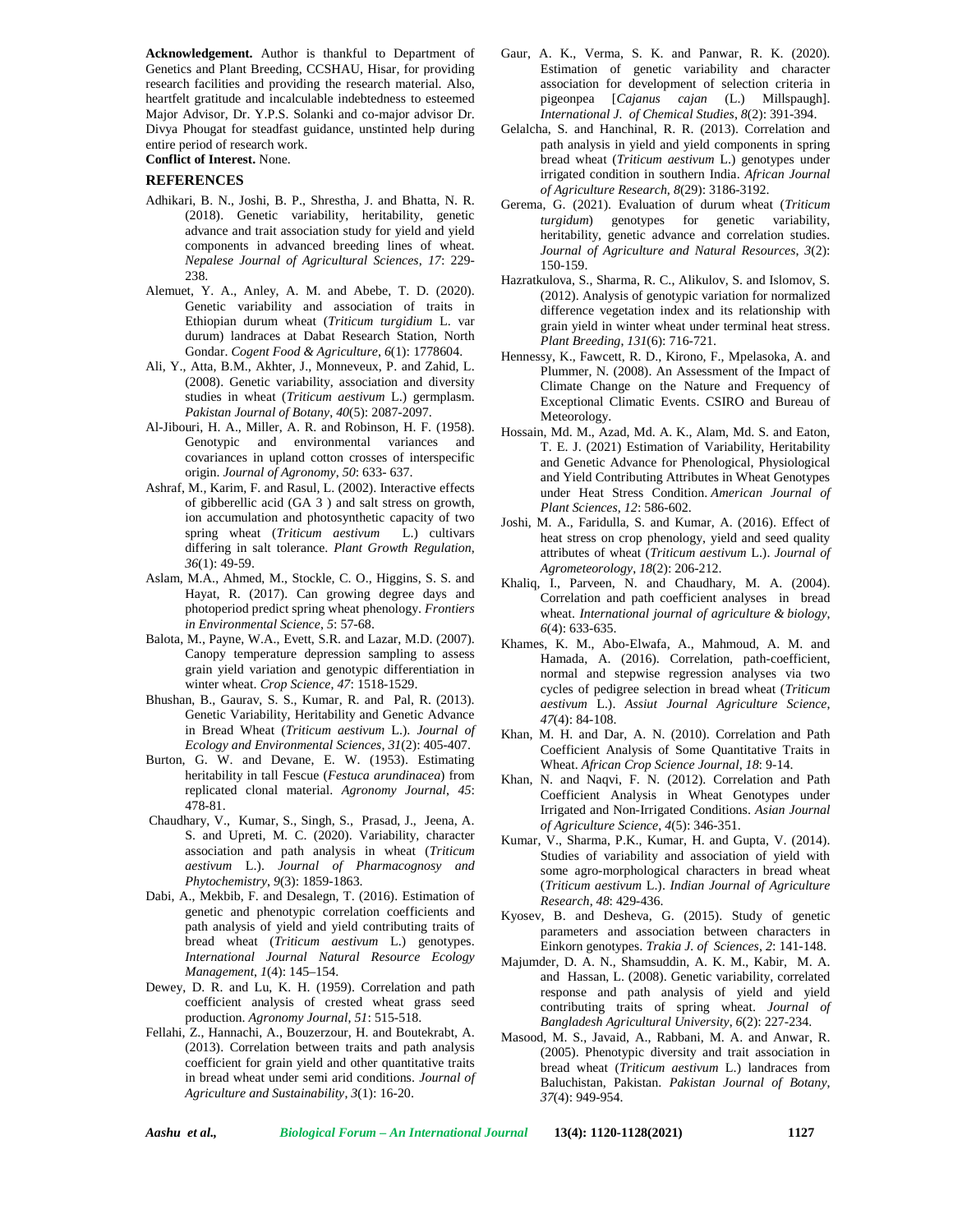**Acknowledgement.** Author is thankful to Department of Genetics and Plant Breeding, CCSHAU, Hisar, for providing research facilities and providing the research material. Also, heartfelt gratitude and incalculable indebtedness to esteemed Major Advisor, Dr. Y.P.S. Solanki and co-major advisor Dr. Divya Phougat for steadfast guidance, unstinted help during entire period of research work.

**Conflict of Interest.** None.

## REFERENCES

Adhikari, B. N., Joshi, B. P., Shrestha, J. and Bhatta, N. R. (2018). Genetic variability, heritability, genetic advance and trait association study for yield and yield components in advanced breeding lines of wheat. *Nepalese Journal of Agricultural Sciences*, *17*: 229-238.

Alemuet, Y. A., Anley, A. M. and Abebe, T. D. (2020). Genetic variability and association of traits in Ethiopian durum wheat (*Triticum turgidium* L. var durum) landraces at Dabat Research Station, North Gondar. *Cogent Food & Agriculture*, *6*(1): 1778604.

Ali, Y., Atta, B.M., Akhter, J., Monneveux, P. and Zahid, L. (2008). Genetic variability, association and diversity studies in wheat (*Triticum aestivum* L.) germplasm. *Pakistan Journal of Botany*, *40*(5): 2087-2097.

Al-Jibouri, H. A., Miller, A. R. and Robinson, H. F. (1958). Genotypic and environmental variances and covariances in upland cotton crosses of interspecific origin. *Journal of Agronomy*, *50*: 633- 637.

Ashraf, M., Karim, F. and Rasul, L. (2002). Interactive effects of gibberellic acid (GA 3 ) and salt stress on growth, ion accumulation and photosynthetic capacity of two spring wheat (*Triticum aestivum* L.) cultivars differing in salt tolerance. *Plant Growth Regulation*, *36*(1): 49-59.

Aslam, M.A., Ahmed, M., Stockle, C. O., Higgins, S. S. and Hayat, R. (2017). Can growing degree days and photoperiod predict spring wheat phenology. *Frontiers in Environmental Science*, *5*: 57-68.

Balota, M., Payne, W.A., Evett, S.R. and Lazar, M.D. (2007). Canopy temperature depression sampling to assess grain yield variation and genotypic differentiation in winter wheat. *Crop Science*, *47*: 1518-1529.

Bhushan, B., Gaurav, S. S., Kumar, R. and Pal, R. (2013). Genetic Variability, Heritability and Genetic Advance in Bread Wheat (*Triticum aestivum* L.). *Journal of Ecology and Environmental Sciences*, *31*(2): 405-407.

Burton, G. W. and Devane, E. W. (1953). Estimating heritability in tall Fescue (*Festuca arundinacea*) from replicated clonal material. *Agronomy Journal*, *45*: 478-81.

Chaudhary, V., Kumar, S., Singh, S., Prasad, J., Jeena, A. S. and Upreti, M. C. (2020). Variability, character association and path analysis in wheat (*Triticum aestivum* L.). *Journal of Pharmacognosy and Phytochemistry*, *9*(3): 1859-1863.

Dabi, A., Mekbib, F. and Desalegn, T. (2016). Estimation of genetic and phenotypic correlation coefficients and path analysis of yield and yield contributing traits of bread wheat (*Triticum aestivum* L.) genotypes. *International Journal Natural Resource Ecology Management*, *1*(4): 145–154.

Dewey, D. R. and Lu, K. H. (1959). Correlation and path coefficient analysis of crested wheat grass seed production. *Agronomy Journal*, *51*: 515-518.

Fellahi, Z., Hannachi, A., Bouzerzour, H. and Boutekrabt, A. (2013). Correlation between traits and path analysis coefficient for grain yield and other quantitative traits in bread wheat under semi arid conditions. *Journal of Agriculture and Sustainability*, *3*(1): 16-20.

Gaur, A. K., Verma, S. K. and Panwar, R. K. (2020). Estimation of genetic variability and character association for development of selection criteria in pigeonpea [*Cajanus cajan* (L.) Millspaugh]. *International J. of Chemical Studies*, *8*(2): 391-394.

Gelalcha, S. and Hanchinal, R. R. (2013). Correlation and path analysis in yield and yield components in spring bread wheat (*Triticum aestivum* L.) genotypes under irrigated condition in southern India. *African Journal of Agriculture Research*, *8*(29): 3186-3192.

Gerema, G. (2021). Evaluation of durum wheat (*Triticum turgidum*) genotypes for genetic variability, heritability, genetic advance and correlation studies. *Journal of Agriculture and Natural Resources*, *3*(2): 150-159.

Hazratkulova, S., Sharma, R. C., Alikulov, S. and Islomov, S. (2012). Analysis of genotypic variation for normalized difference vegetation index and its relationship with grain yield in winter wheat under terminal heat stress. *Plant Breeding*, *131*(6): 716-721.

Hennessy, K., Fawcett, R. D., Kirono, F., Mpelasoka, A. and Plummer, N. (2008). An Assessment of the Impact of Climate Change on the Nature and Frequency of Exceptional Climatic Events. CSIRO and Bureau of Meteorology.

Hossain, Md. M., Azad, Md. A. K., Alam, Md. S. and Eaton, T. E. J. (2021) Estimation of Variability, Heritability and Genetic Advance for Phenological, Physiological and Yield Contributing Attributes in Wheat Genotypes under Heat Stress Condition. *American Journal of Plant Sciences*, *12*: 586-602.

Joshi, M. A., Faridulla, S. and Kumar, A. (2016). Effect of heat stress on crop phenology, yield and seed quality attributes of wheat (*Triticum aestivum* L.). *Journal of Agrometeorology*, *18*(2): 206-212.

Khaliq, I., Parveen, N. and Chaudhary, M. A. (2004). Correlation and path coefficient analyses in bread wheat. *International journal of agriculture & biology*, *6*(4): 633-635.

Khames, K. M., Abo-Elwafa, A., Mahmoud, A. M. and Hamada, A. (2016). Correlation, path-coefficient, normal and stepwise regression analyses via two cycles of pedigree selection in bread wheat (*Triticum aestivum* L.). *Assiut Journal Agriculture Science*, *47*(4): 84-108.

Khan, M. H. and Dar, A. N. (2010). Correlation and Path Coefficient Analysis of Some Quantitative Traits in Wheat. *African Crop Science Journal*, *18*: 9-14.

Khan, N. and Naqvi, F. N. (2012). Correlation and Path Coefficient Analysis in Wheat Genotypes under Irrigated and Non-Irrigated Conditions. *Asian Journal of Agriculture Science*, *4*(5): 346-351.

Kumar, V., Sharma, P.K., Kumar, H. and Gupta, V. (2014). Studies of variability and association of yield with some agro-morphological characters in bread wheat (*Triticum aestivum* L.). *Indian Journal of Agriculture Research*, *48*: 429-436.

Kyosev, B. and Desheva, G. (2015). Study of genetic parameters and association between characters in Einkorn genotypes. *Trakia J. of Sciences*, *2*: 141-148.

Majumder, D. A. N., Shamsuddin, A. K. M., Kabir, M. A. and Hassan, L. (2008). Genetic variability, correlated response and path analysis of yield and yield contributing traits of spring wheat. *Journal of Bangladesh Agricultural University*, *6*(2): 227-234.

Masood, M. S., Javaid, A., Rabbani, M. A. and Anwar, R. (2005). Phenotypic diversity and trait association in bread wheat (*Triticum aestivum* L.) landraces from Baluchistan, Pakistan. *Pakistan Journal of Botany*, *37*(4): 949-954.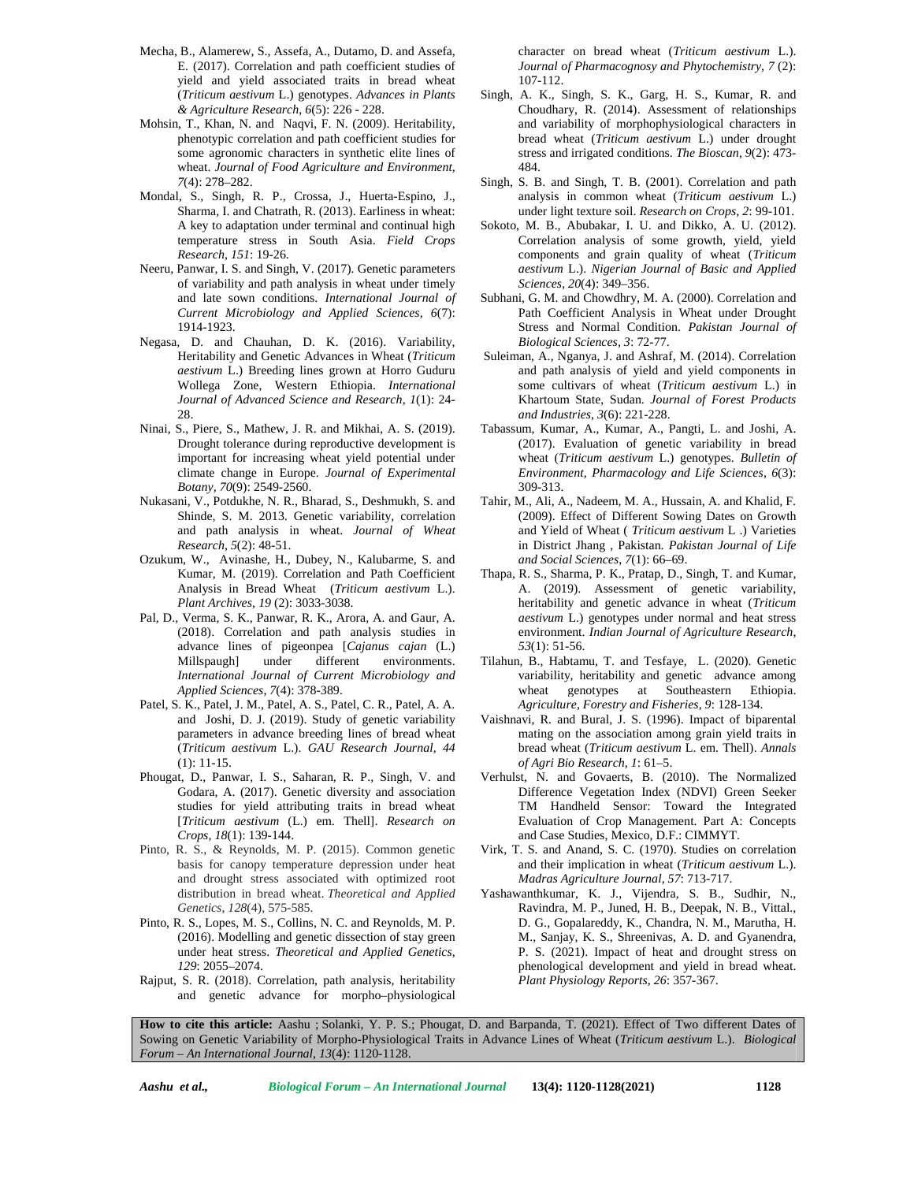Mecha, B., Alamerew, S., Assefa, A., Dutamo, D. and Assefa, E. (2017). Correlation and path coefficient studies of yield and yield associated traits in bread wheat (*Triticum aestivum* L.) genotypes. *Advances in Plants & Agriculture Research*, *6*(5): 226 - 228.

Mohsin, T., Khan, N. and Naqvi, F. N. (2009). Heritability, phenotypic correlation and path coefficient studies for some agronomic characters in synthetic elite lines of wheat. *Journal of Food Agriculture and Environment, 7*(4): 278–282.

Mondal, S., Singh, R. P., Crossa, J., Huerta-Espino, J., Sharma, I. and Chatrath, R. (2013). Earliness in wheat: A key to adaptation under terminal and continual high temperature stress in South Asia. *Field Crops Research*, *151*: 19-26.

Neeru, Panwar, I. S. and Singh, V. (2017). Genetic parameters of variability and path analysis in wheat under timely and late sown conditions. *International Journal of Current Microbiology and Applied Sciences, 6*(7): 1914-1923.

Negasa, D. and Chauhan, D. K. (2016). Variability, Heritability and Genetic Advances in Wheat (*Triticum aestivum* L.) Breeding lines grown at Horro Guduru Wollega Zone, Western Ethiopia. *International Journal of Advanced Science and Research, 1*(1): 24-28.

Ninai, S., Piere, S., Mathew, J. R. and Mikhai, A. S. (2019). Drought tolerance during reproductive development is important for increasing wheat yield potential under climate change in Europe. *Journal of Experimental Botany*, *70*(9): 2549-2560.

Nukasani, V., Potdukhe, N. R., Bharad, S., Deshmukh, S. and Shinde, S. M. 2013. Genetic variability, correlation and path analysis in wheat. *Journal of Wheat Research*, *5*(2): 48-51.

Ozukum, W., Avinashe, H., Dubey, N., Kalubarme, S. and Kumar, M. (2019). Correlation and Path Coefficient Analysis in Bread Wheat (*Triticum aestivum* L.). *Plant Archives*, *19* (2): 3033-3038.

Pal, D., Verma, S. K., Panwar, R. K., Arora, A. and Gaur, A. (2018). Correlation and path analysis studies in advance lines of pigeonpea [*Cajanus cajan* (L.) Millspaugh] under different environments. *International Journal of Current Microbiology and Applied Sciences, 7*(4): 378-389.

Patel, S. K., Patel, J. M., Patel, A. S., Patel, C. R., Patel, A. A. and Joshi, D. J. (2019). Study of genetic variability parameters in advance breeding lines of bread wheat (*Triticum aestivum* L.). *GAU Research Journal*, *44* (1): 11-15.

Phougat, D., Panwar, I. S., Saharan, R. P., Singh, V. and Godara, A. (2017). Genetic diversity and association studies for yield attributing traits in bread wheat [*Triticum aestivum* (L.) em. Thell]. *Research on Crops*, *18*(1): 139-144.

Pinto, R. S., & Reynolds, M. P. (2015). Common genetic basis for canopy temperature depression under heat and drought stress associated with optimized root distribution in bread wheat. *Theoretical and Applied Genetics*, *128*(4), 575-585.

Pinto, R. S., Lopes, M. S., Collins, N. C. and Reynolds, M. P. (2016). Modelling and genetic dissection of stay green under heat stress. *Theoretical and Applied Genetics*, *129*: 2055–2074.

Rajput, S. R. (2018). Correlation, path analysis, heritability and genetic advance for morpho–physiological character on bread wheat (*Triticum aestivum* L.). *Journal of Pharmacognosy and Phytochemistry*, *7* (2): 107-112.

Singh, A. K., Singh, S. K., Garg, H. S., Kumar, R. and Choudhary, R. (2014). Assessment of relationships and variability of morphophysiological characters in bread wheat (*Triticum aestivum* L.) under drought stress and irrigated conditions. *The Bioscan*, *9*(2): 473-484.

Singh, S. B. and Singh, T. B. (2001). Correlation and path analysis in common wheat (*Triticum aestivum* L.) under light texture soil. *Research on Crops*, *2*: 99-101.

Sokoto, M. B., Abubakar, I. U. and Dikko, A. U. (2012). Correlation analysis of some growth, yield, yield components and grain quality of wheat (*Triticum aestivum* L.). *Nigerian Journal of Basic and Applied Sciences*, *20*(4): 349–356.

Subhani, G. M. and Chowdhry, M. A. (2000). Correlation and Path Coefficient Analysis in Wheat under Drought Stress and Normal Condition. *Pakistan Journal of Biological Sciences*, *3*: 72-77.

Suleiman, A., Nganya, J. and Ashraf, M. (2014). Correlation and path analysis of yield and yield components in some cultivars of wheat (*Triticum aestivum* L.) in Khartoum State, Sudan. *Journal of Forest Products and Industries*, *3*(6): 221-228.

Tabassum, Kumar, A., Kumar, A., Pangti, L. and Joshi, A. (2017). Evaluation of genetic variability in bread wheat (*Triticum aestivum* L.) genotypes. *Bulletin of Environment, Pharmacology and Life Sciences*, *6*(3): 309-313.

Tahir, M., Ali, A., Nadeem, M. A., Hussain, A. and Khalid, F. (2009). Effect of Different Sowing Dates on Growth and Yield of Wheat ( *Triticum aestivum* L .) Varieties in District Jhang , Pakistan. *Pakistan Journal of Life and Social Sciences*, *7*(1): 66–69.

Thapa, R. S., Sharma, P. K., Pratap, D., Singh, T. and Kumar, A. (2019). Assessment of genetic variability, heritability and genetic advance in wheat (*Triticum aestivum* L.) genotypes under normal and heat stress environment. *Indian Journal of Agriculture Research*, *53*(1): 51-56.

Tilahun, B., Habtamu, T. and Tesfaye, L. (2020). Genetic variability, heritability and genetic advance among wheat genotypes at Southeastern Ethiopia. *Agriculture, Forestry and Fisheries, 9*: 128-134.

Vaishnavi, R. and Bural, J. S. (1996). Impact of biparental mating on the association among grain yield traits in bread wheat (*Triticum aestivum* L. em. Thell). *Annals of Agri Bio Research*, *1*: 61–5.

Verhulst, N. and Govaerts, B. (2010). The Normalized Difference Vegetation Index (NDVI) Green Seeker TM Handheld Sensor: Toward the Integrated Evaluation of Crop Management. Part A: Concepts and Case Studies, Mexico, D.F.: CIMMYT.

Virk, T. S. and Anand, S. C. (1970). Studies on correlation and their implication in wheat (*Triticum aestivum* L.). *Madras Agriculture Journal*, *57*: 713-717.

Yashawanthkumar, K. J., Vijendra, S. B., Sudhir, N., Ravindra, M. P., Juned, H. B., Deepak, N. B., Vittal., D. G., Gopalareddy, K., Chandra, N. M., Marutha, H. M., Sanjay, K. S., Shreenivas, A. D. and Gyanendra, P. S. (2021). Impact of heat and drought stress on phenological development and yield in bread wheat. *Plant Physiology Reports*, *26*: 357-367.

**How to cite this article:** Aashu ; Solanki, Y. P. S.; Phougat, D. and Barpanda, T. (2021). Effect of Two different Dates of Sowing on Genetic Variability of Morpho-Physiological Traits in Advance Lines of Wheat (*Triticum aestivum* L.). *Biological Forum – An International Journal*, *13*(4): 1120-1128.